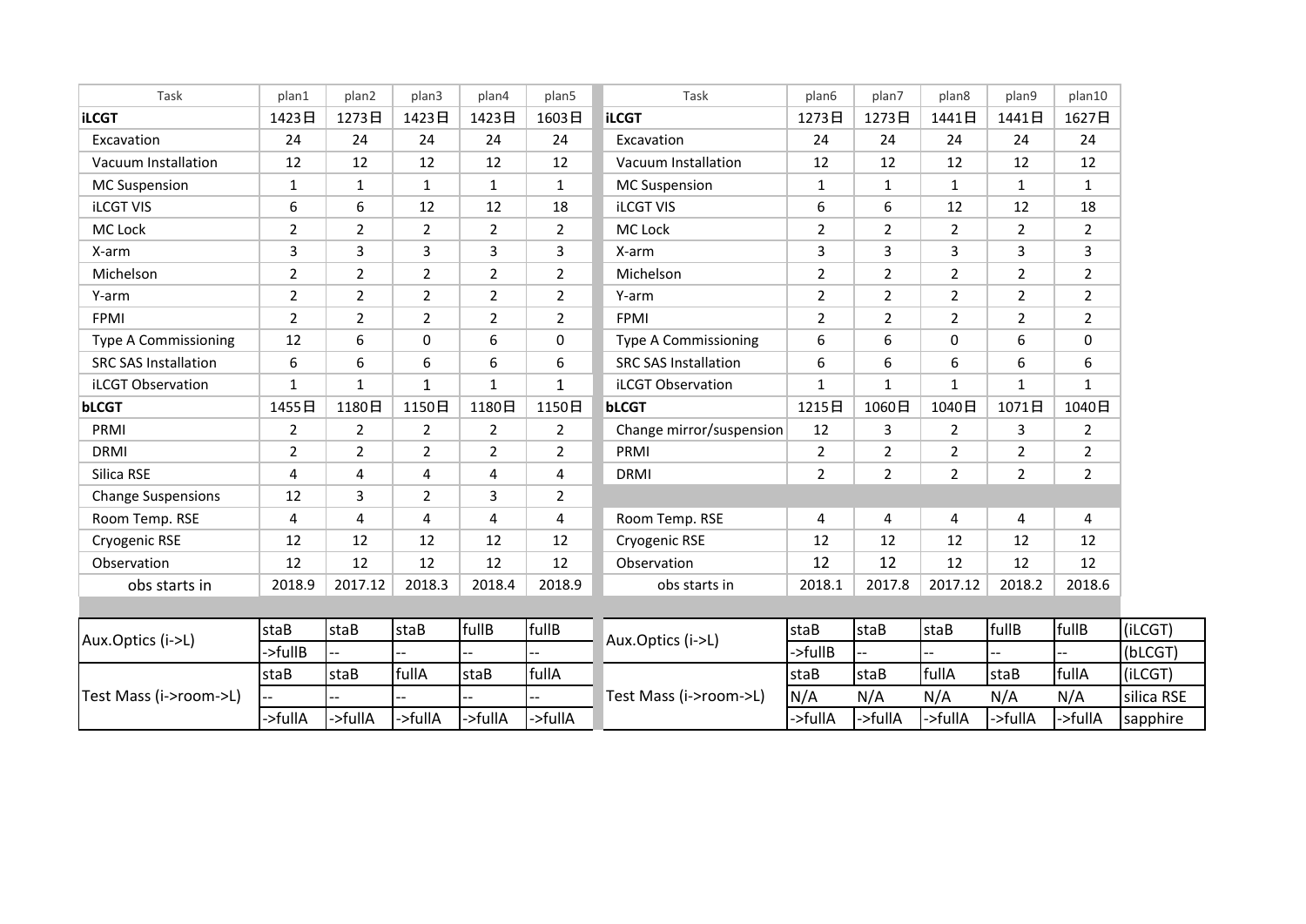| Task | plan1 | plan2 | plan3 | plan4 | plan5 |
|---|---|---|---|---|---|
| **iLCGT** | 1423日 | 1273日 | 1423日 | 1423日 | 1603日 |
| Excavation | 24 | 24 | 24 | 24 | 24 |
| Vacuum Installation | 12 | 12 | 12 | 12 | 12 |
| MC Suspension | 1 | 1 | 1 | 1 | 1 |
| iLCGT VIS | 6 | 6 | 12 | 12 | 18 |
| MC Lock | 2 | 2 | 2 | 2 | 2 |
| X-arm | 3 | 3 | 3 | 3 | 3 |
| Michelson | 2 | 2 | 2 | 2 | 2 |
| Y-arm | 2 | 2 | 2 | 2 | 2 |
| FPMI | 2 | 2 | 2 | 2 | 2 |
| Type A Commissioning | 12 | 6 | 0 | 6 | 0 |
| SRC SAS Installation | 6 | 6 | 6 | 6 | 6 |
| iLCGT Observation | 1 | 1 | 1 | 1 | 1 |
| **bLCGT** | 1455日 | 1180日 | 1150日 | 1180日 | 1150日 |
| PRMI | 2 | 2 | 2 | 2 | 2 |
| DRMI | 2 | 2 | 2 | 2 | 2 |
| Silica RSE | 4 | 4 | 4 | 4 | 4 |
| Change Suspensions | 12 | 3 | 2 | 3 | 2 |
| Room Temp. RSE | 4 | 4 | 4 | 4 | 4 |
| Cryogenic RSE | 12 | 12 | 12 | 12 | 12 |
| Observation | 12 | 12 | 12 | 12 | 12 |
| obs starts in | 2018.9 | 2017.12 | 2018.3 | 2018.4 | 2018.9 |
| Aux.Optics (i->L) | staB | staB | staB | fullB | fullB |
| | ->fullB | -- | -- | -- | -- |
| Test Mass (i->room->L) | staB | staB | fullA | staB | fullA |
| | -- | -- | -- | -- | -- |
| | ->fullA | ->fullA | ->fullA | ->fullA | ->fullA |

| Task | plan6 | plan7 | plan8 | plan9 | plan10 | |
|---|---|---|---|---|---|---|
| **iLCGT** | 1273日 | 1273日 | 1441日 | 1441日 | 1627日 | |
| Excavation | 24 | 24 | 24 | 24 | 24 | |
| Vacuum Installation | 12 | 12 | 12 | 12 | 12 | |
| MC Suspension | 1 | 1 | 1 | 1 | 1 | |
| iLCGT VIS | 6 | 6 | 12 | 12 | 18 | |
| MC Lock | 2 | 2 | 2 | 2 | 2 | |
| X-arm | 3 | 3 | 3 | 3 | 3 | |
| Michelson | 2 | 2 | 2 | 2 | 2 | |
| Y-arm | 2 | 2 | 2 | 2 | 2 | |
| FPMI | 2 | 2 | 2 | 2 | 2 | |
| Type A Commissioning | 6 | 6 | 0 | 6 | 0 | |
| SRC SAS Installation | 6 | 6 | 6 | 6 | 6 | |
| iLCGT Observation | 1 | 1 | 1 | 1 | 1 | |
| **bLCGT** | 1215日 | 1060日 | 1040日 | 1071日 | 1040日 | |
| Change mirror/suspension | 12 | 3 | 2 | 3 | 2 | |
| PRMI | 2 | 2 | 2 | 2 | 2 | |
| DRMI | 2 | 2 | 2 | 2 | 2 | |
| | | | | | | |
| Room Temp. RSE | 4 | 4 | 4 | 4 | 4 | |
| Cryogenic RSE | 12 | 12 | 12 | 12 | 12 | |
| Observation | 12 | 12 | 12 | 12 | 12 | |
| obs starts in | 2018.1 | 2017.8 | 2017.12 | 2018.2 | 2018.6 | |
| Aux.Optics (i->L) | staB | staB | staB | fullB | fullB | (iLCGT) |
| | ->fullB | -- | -- | -- | -- | (bLCGT) |
| Test Mass (i->room->L) | staB | staB | fullA | staB | fullA | (iLCGT) |
| | N/A | N/A | N/A | N/A | N/A | silica RSE |
| | ->fullA | ->fullA | ->fullA | ->fullA | ->fullA | sapphire |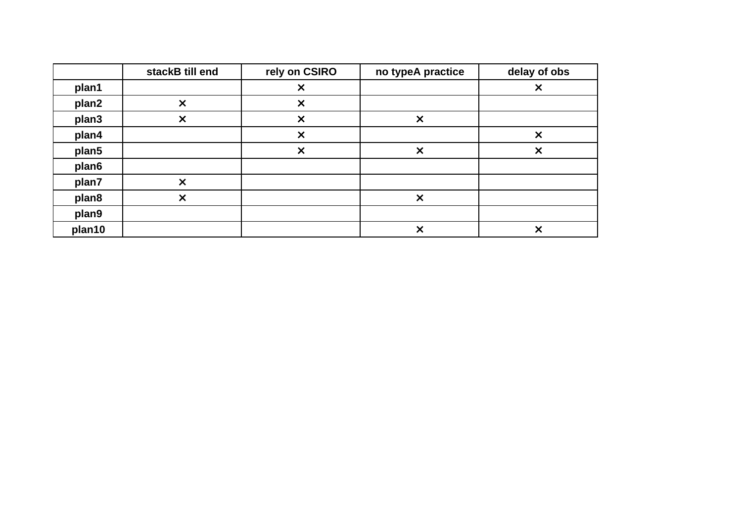| | stackB till end | rely on CSIRO | no typeA practice | delay of obs |
|---|---|---|---|---|
| plan1 | | × | | × |
| plan2 | × | × | | |
| plan3 | × | × | × | |
| plan4 | | × | | × |
| plan5 | | × | × | × |
| plan6 | | | | |
| plan7 | × | | | |
| plan8 | × | | × | |
| plan9 | | | | |
| plan10 | | | × | × |